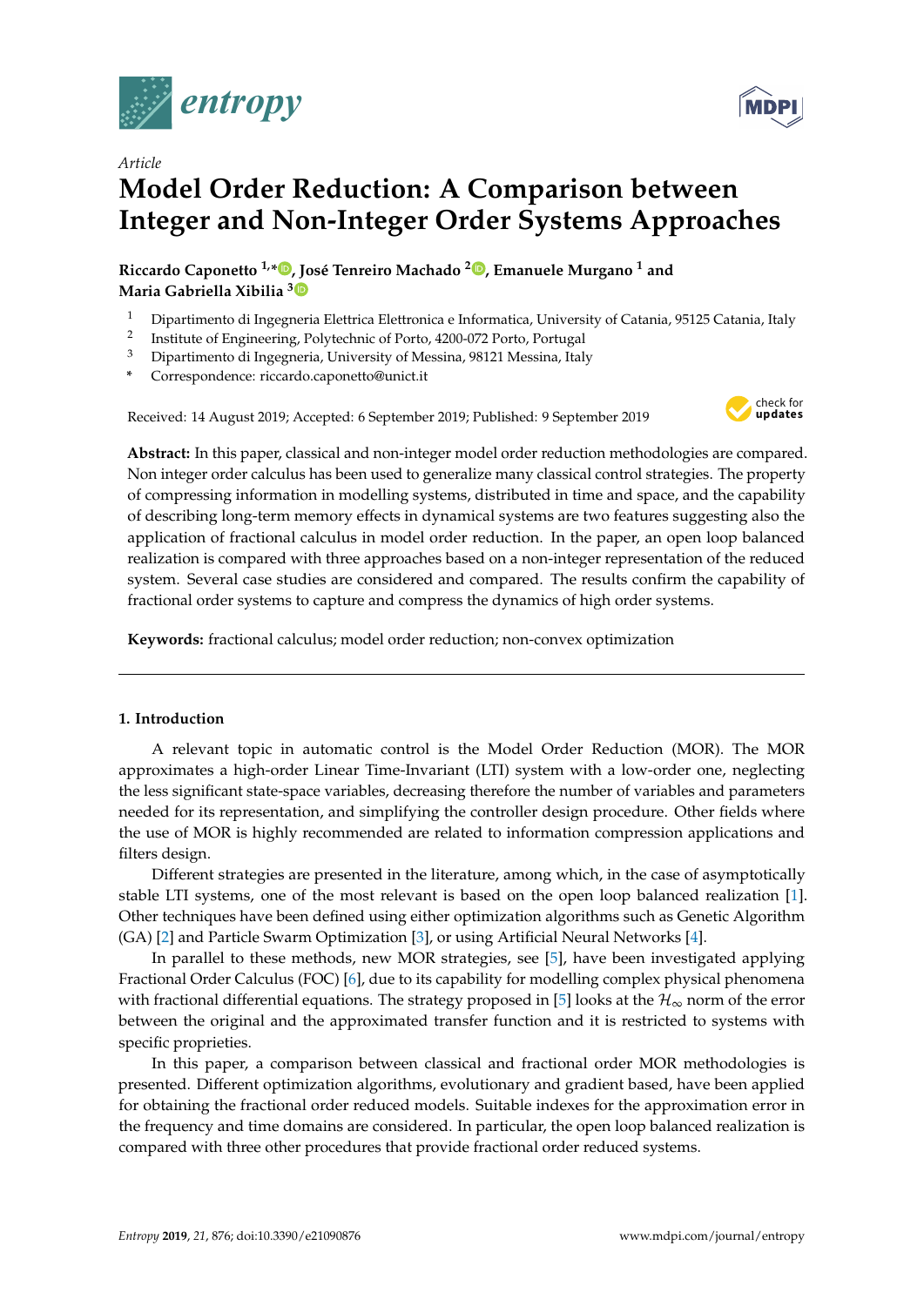*Article*

# Model Order Reduction: A Comparison between Integer and Non-Integer Order Systems Approaches

**Riccardo Caponetto [1,*], José Tenreiro Machado [2], Emanuele Murgano [1] and Maria Gabriella Xibilia [3]**

[1] Dipartimento di Ingegneria Elettrica Elettronica e Informatica, University of Catania, 95125 Catania, Italy
[2] Institute of Engineering, Polytechnic of Porto, 4200-072 Porto, Portugal
[3] Dipartimento di Ingegneria, University of Messina, 98121 Messina, Italy
[*] Correspondence: riccardo.caponetto@unict.it

Received: 14 August 2019; Accepted: 6 September 2019; Published: 9 September 2019

**Abstract:** In this paper, classical and non-integer model order reduction methodologies are compared. Non integer order calculus has been used to generalize many classical control strategies. The property of compressing information in modelling systems, distributed in time and space, and the capability of describing long-term memory effects in dynamical systems are two features suggesting also the application of fractional calculus in model order reduction. In the paper, an open loop balanced realization is compared with three approaches based on a non-integer representation of the reduced system. Several case studies are considered and compared. The results confirm the capability of fractional order systems to capture and compress the dynamics of high order systems.

**Keywords:** fractional calculus; model order reduction; non-convex optimization

## 1. Introduction

A relevant topic in automatic control is the Model Order Reduction (MOR). The MOR approximates a high-order Linear Time-Invariant (LTI) system with a low-order one, neglecting the less significant state-space variables, decreasing therefore the number of variables and parameters needed for its representation, and simplifying the controller design procedure. Other fields where the use of MOR is highly recommended are related to information compression applications and filters design.

Different strategies are presented in the literature, among which, in the case of asymptotically stable LTI systems, one of the most relevant is based on the open loop balanced realization [1]. Other techniques have been defined using either optimization algorithms such as Genetic Algorithm (GA) [2] and Particle Swarm Optimization [3], or using Artificial Neural Networks [4].

In parallel to these methods, new MOR strategies, see [5], have been investigated applying Fractional Order Calculus (FOC) [6], due to its capability for modelling complex physical phenomena with fractional differential equations. The strategy proposed in [5] looks at the $\mathcal{H}_\infty$ norm of the error between the original and the approximated transfer function and it is restricted to systems with specific proprieties.

In this paper, a comparison between classical and fractional order MOR methodologies is presented. Different optimization algorithms, evolutionary and gradient based, have been applied for obtaining the fractional order reduced models. Suitable indexes for the approximation error in the frequency and time domains are considered. In particular, the open loop balanced realization is compared with three other procedures that provide fractional order reduced systems.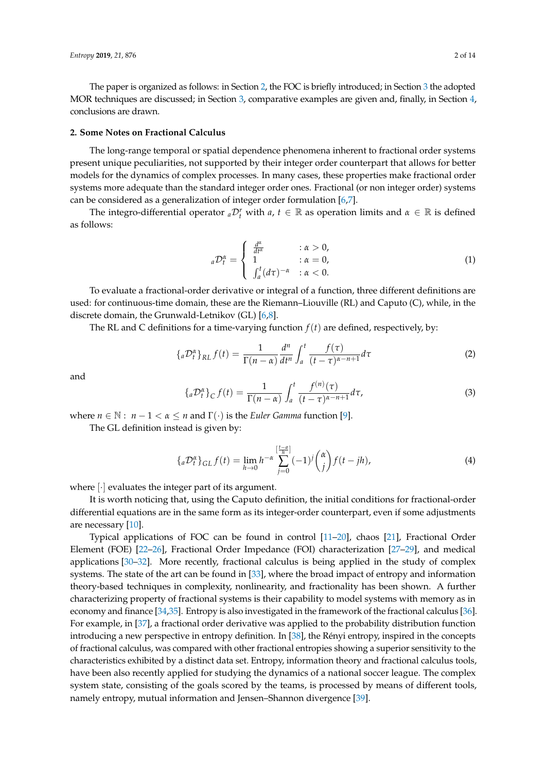The paper is organized as follows: in Section 2, the FOC is briefly introduced; in Section 3 the adopted MOR techniques are discussed; in Section 3, comparative examples are given and, finally, in Section 4, conclusions are drawn.

## 2. Some Notes on Fractional Calculus

The long-range temporal or spatial dependence phenomena inherent to fractional order systems present unique peculiarities, not supported by their integer order counterpart that allows for better models for the dynamics of complex processes. In many cases, these properties make fractional order systems more adequate than the standard integer order ones. Fractional (or non integer order) systems can be considered as a generalization of integer order formulation [6,7].

The integro-differential operator ${}_a\mathcal{D}_t^r$ with $a$, $t \in \mathbb{R}$ as operation limits and $\alpha \in \mathbb{R}$ is defined as follows:

$$
{}_a\mathcal{D}_t^\alpha = \begin{cases} \frac{d^\alpha}{dt^\alpha} & : \alpha > 0, \\ 1 & : \alpha = 0, \\ \int_a^t (d\tau)^{-\alpha} & : \alpha < 0. \end{cases} \tag{1}
$$

To evaluate a fractional-order derivative or integral of a function, three different definitions are used: for continuous-time domain, these are the Riemann–Liouville (RL) and Caputo (C), while, in the discrete domain, the Grunwald-Letnikov (GL) [6,8].

The RL and C definitions for a time-varying function $f(t)$ are defined, respectively, by:

$$
\{{}_a\mathcal{D}_t^\alpha\}_{RL} f(t) = \frac{1}{\Gamma(n-\alpha)} \frac{d^n}{dt^n} \int_a^t \frac{f(\tau)}{(t-\tau)^{\alpha-n+1}} d\tau \tag{2}
$$

and

$$
\{{}_a\mathcal{D}_t^\alpha\}_{C} f(t) = \frac{1}{\Gamma(n-\alpha)} \int_a^t \frac{f^{(n)}(\tau)}{(t-\tau)^{\alpha-n+1}} d\tau, \tag{3}
$$

where $n \in \mathbb{N} : \; n-1 < \alpha \leq n$ and $\Gamma(\cdot)$ is the *Euler Gamma* function [9].

The GL definition instead is given by:

$$
\{{}_a\mathcal{D}_t^\alpha\}_{GL} f(t) = \lim_{h \to 0} h^{-\alpha} \sum_{j=0}^{\left[\frac{t-a}{h}\right]} (-1)^j \binom{\alpha}{j} f(t-jh), \tag{4}
$$

where $[\cdot]$ evaluates the integer part of its argument.

It is worth noticing that, using the Caputo definition, the initial conditions for fractional-order differential equations are in the same form as its integer-order counterpart, even if some adjustments are necessary [10].

Typical applications of FOC can be found in control [11–20], chaos [21], Fractional Order Element (FOE) [22–26], Fractional Order Impedance (FOI) characterization [27–29], and medical applications [30–32]. More recently, fractional calculus is being applied in the study of complex systems. The state of the art can be found in [33], where the broad impact of entropy and information theory-based techniques in complexity, nonlinearity, and fractionality has been shown. A further characterizing property of fractional systems is their capability to model systems with memory as in economy and finance [34,35]. Entropy is also investigated in the framework of the fractional calculus [36]. For example, in [37], a fractional order derivative was applied to the probability distribution function introducing a new perspective in entropy definition. In [38], the Rényi entropy, inspired in the concepts of fractional calculus, was compared with other fractional entropies showing a superior sensitivity to the characteristics exhibited by a distinct data set. Entropy, information theory and fractional calculus tools, have been also recently applied for studying the dynamics of a national soccer league. The complex system state, consisting of the goals scored by the teams, is processed by means of different tools, namely entropy, mutual information and Jensen–Shannon divergence [39].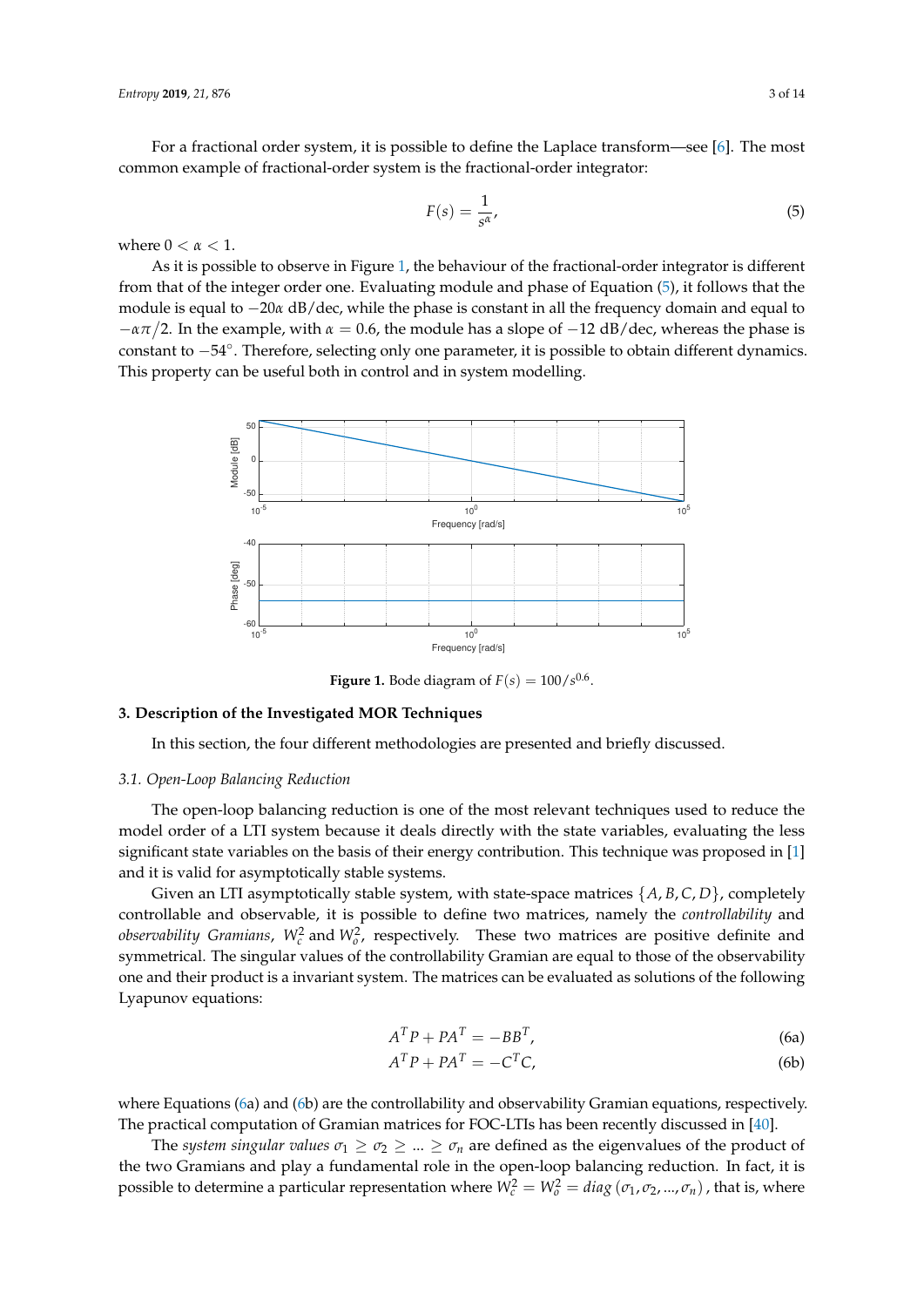For a fractional order system, it is possible to define the Laplace transform—see [6]. The most common example of fractional-order system is the fractional-order integrator:

$$F(s) = \frac{1}{s^{\alpha}}, \tag{5}$$

where $0 < \alpha < 1$.

As it is possible to observe in Figure 1, the behaviour of the fractional-order integrator is different from that of the integer order one. Evaluating module and phase of Equation (5), it follows that the module is equal to $-20\alpha$ dB/dec, while the phase is constant in all the frequency domain and equal to $-\alpha\pi/2$. In the example, with $\alpha = 0.6$, the module has a slope of $-12$ dB/dec, whereas the phase is constant to $-54^{\circ}$. Therefore, selecting only one parameter, it is possible to obtain different dynamics. This property can be useful both in control and in system modelling.

**Figure 1.** Bode diagram of $F(s) = 100/s^{0.6}$.

## 3. Description of the Investigated MOR Techniques

In this section, the four different methodologies are presented and briefly discussed.

### *3.1. Open-Loop Balancing Reduction*

The open-loop balancing reduction is one of the most relevant techniques used to reduce the model order of a LTI system because it deals directly with the state variables, evaluating the less significant state variables on the basis of their energy contribution. This technique was proposed in [1] and it is valid for asymptotically stable systems.

Given an LTI asymptotically stable system, with state-space matrices $\{A, B, C, D\}$, completely controllable and observable, it is possible to define two matrices, namely the *controllability* and *observability Gramians*, $W_c^2$ and $W_o^2$, respectively. These two matrices are positive definite and symmetrical. The singular values of the controllability Gramian are equal to those of the observability one and their product is a invariant system. The matrices can be evaluated as solutions of the following Lyapunov equations:

$$A^T P + P A^T = -B B^T, \tag{6a}$$

$$A^T P + P A^T = -C^T C, \tag{6b}$$

where Equations (6a) and (6b) are the controllability and observability Gramian equations, respectively. The practical computation of Gramian matrices for FOC-LTIs has been recently discussed in [40].

The *system singular values* $\sigma_1 \geq \sigma_2 \geq \ldots \geq \sigma_n$ are defined as the eigenvalues of the product of the two Gramians and play a fundamental role in the open-loop balancing reduction. In fact, it is possible to determine a particular representation where $W_c^2 = W_o^2 = diag\,(\sigma_1, \sigma_2, \ldots, \sigma_n)$, that is, where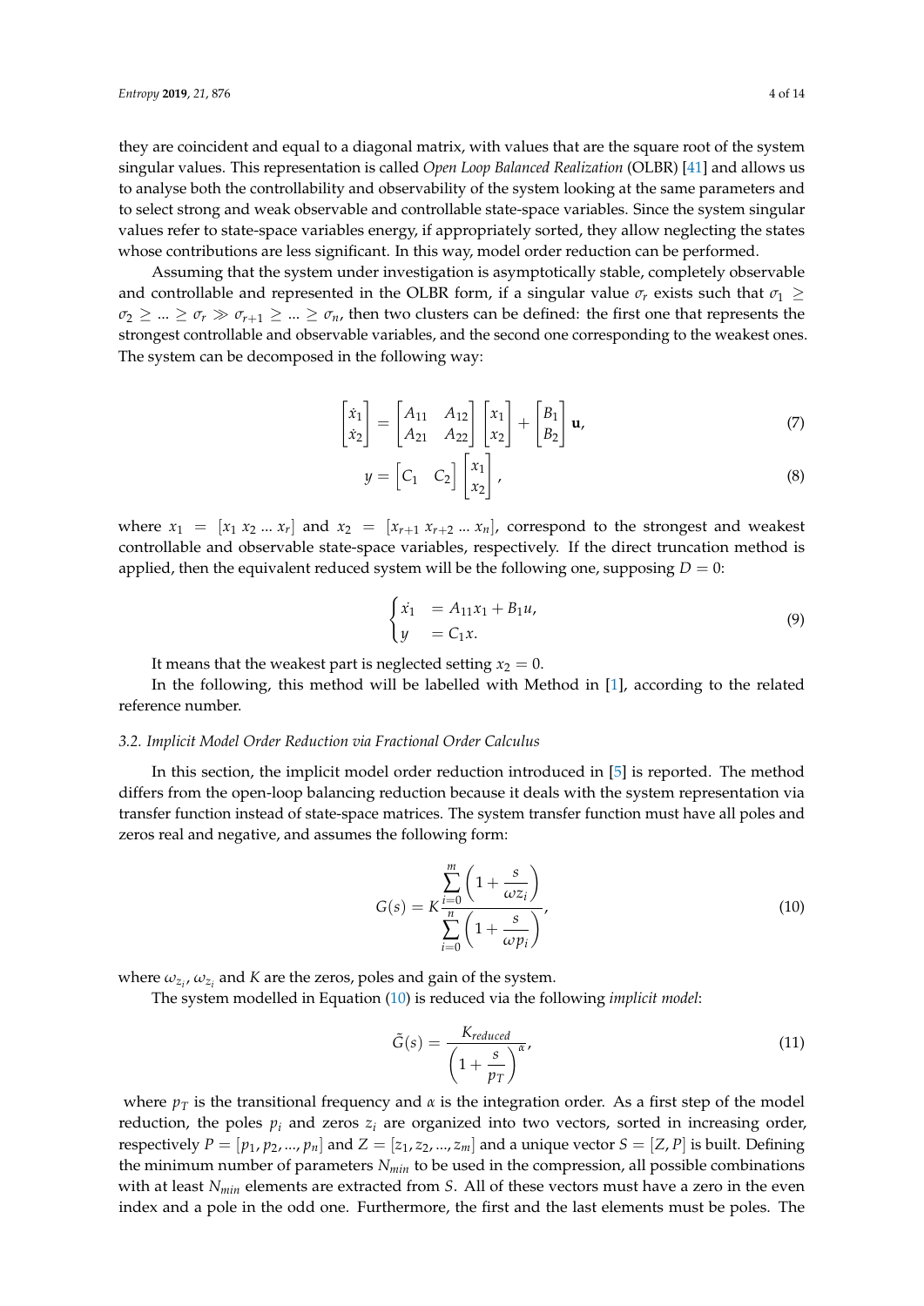they are coincident and equal to a diagonal matrix, with values that are the square root of the system singular values. This representation is called *Open Loop Balanced Realization* (OLBR) [41] and allows us to analyse both the controllability and observability of the system looking at the same parameters and to select strong and weak observable and controllable state-space variables. Since the system singular values refer to state-space variables energy, if appropriately sorted, they allow neglecting the states whose contributions are less significant. In this way, model order reduction can be performed.

Assuming that the system under investigation is asymptotically stable, completely observable and controllable and represented in the OLBR form, if a singular value $\sigma_r$ exists such that $\sigma_1 \geq \sigma_2 \geq ... \geq \sigma_r \gg \sigma_{r+1} \geq ... \geq \sigma_n$, then two clusters can be defined: the first one that represents the strongest controllable and observable variables, and the second one corresponding to the weakest ones. The system can be decomposed in the following way:

$$\begin{bmatrix} \dot{x}_1 \\ \dot{x}_2 \end{bmatrix} = \begin{bmatrix} A_{11} & A_{12} \\ A_{21} & A_{22} \end{bmatrix} \begin{bmatrix} x_1 \\ x_2 \end{bmatrix} + \begin{bmatrix} B_1 \\ B_2 \end{bmatrix} \mathbf{u}, \tag{7}$$

$$y = \begin{bmatrix} C_1 & C_2 \end{bmatrix} \begin{bmatrix} x_1 \\ x_2 \end{bmatrix}, \tag{8}$$

where $x_1 = [x_1 \; x_2 \; ... \; x_r]$ and $x_2 = [x_{r+1} \; x_{r+2} \; ... \; x_n]$, correspond to the strongest and weakest controllable and observable state-space variables, respectively. If the direct truncation method is applied, then the equivalent reduced system will be the following one, supposing $D = 0$:

$$\begin{cases} \dot{x_1} &= A_{11}x_1 + B_1 u, \\ y &= C_1 x. \end{cases} \tag{9}$$

It means that the weakest part is neglected setting $x_2 = 0$.

In the following, this method will be labelled with Method in [1], according to the related reference number.

### 3.2. Implicit Model Order Reduction via Fractional Order Calculus

In this section, the implicit model order reduction introduced in [5] is reported. The method differs from the open-loop balancing reduction because it deals with the system representation via transfer function instead of state-space matrices. The system transfer function must have all poles and zeros real and negative, and assumes the following form:

$$G(s) = K \frac{\sum_{i=0}^{m} \left(1 + \frac{s}{\omega z_i}\right)}{\sum_{i=0}^{n} \left(1 + \frac{s}{\omega p_i}\right)}, \tag{10}$$

where $\omega_{z_i}$, $\omega_{z_i}$ and $K$ are the zeros, poles and gain of the system.

The system modelled in Equation (10) is reduced via the following *implicit model*:

$$\tilde{G}(s) = \frac{K_{reduced}}{\left(1 + \frac{s}{p_T}\right)^{\alpha}}, \tag{11}$$

where $p_T$ is the transitional frequency and $\alpha$ is the integration order. As a first step of the model reduction, the poles $p_i$ and zeros $z_i$ are organized into two vectors, sorted in increasing order, respectively $P = [p_1, p_2, ..., p_n]$ and $Z = [z_1, z_2, ..., z_m]$ and a unique vector $S = [Z, P]$ is built. Defining the minimum number of parameters $N_{min}$ to be used in the compression, all possible combinations with at least $N_{min}$ elements are extracted from $S$. All of these vectors must have a zero in the even index and a pole in the odd one. Furthermore, the first and the last elements must be poles. The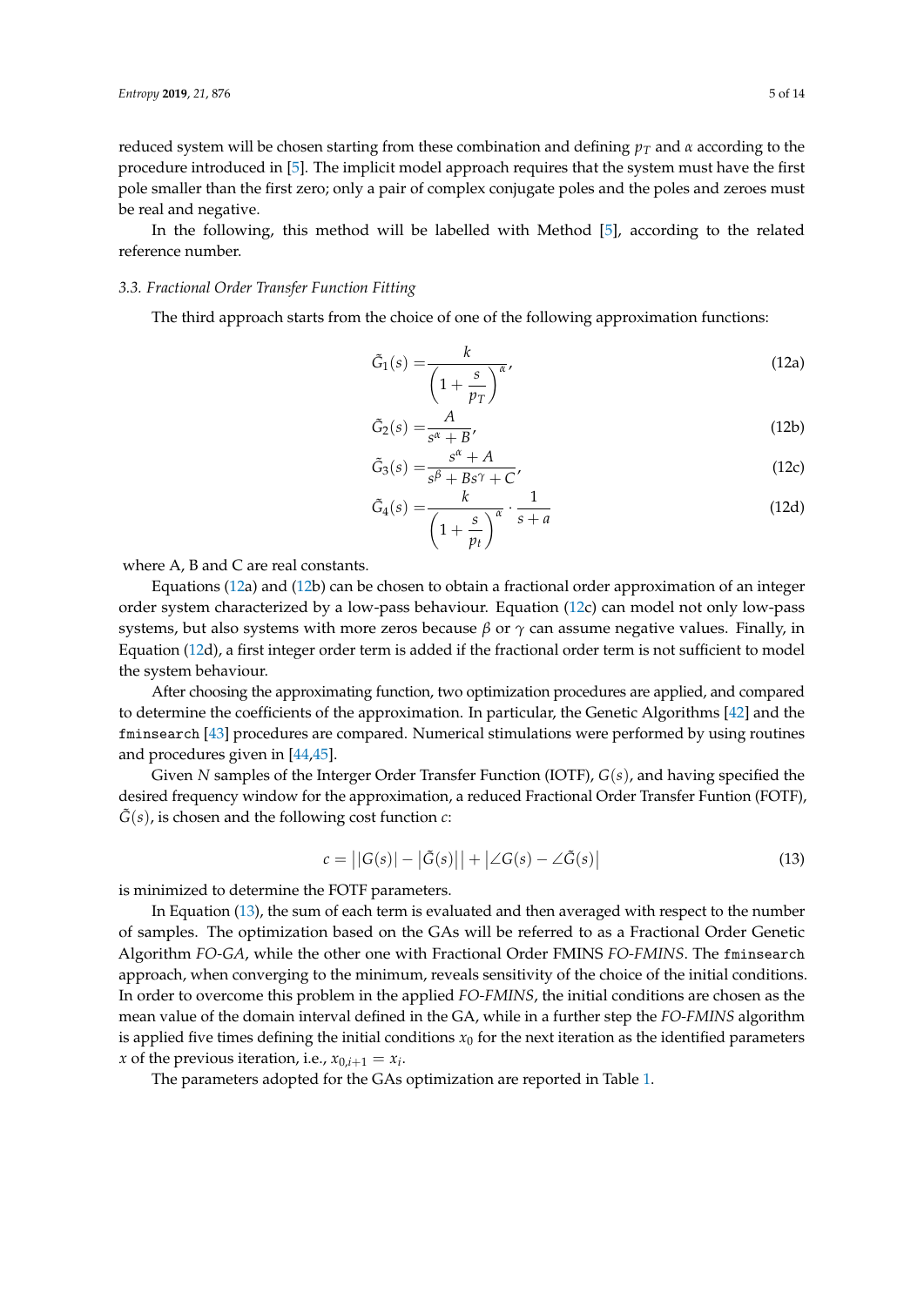reduced system will be chosen starting from these combination and defining $p_T$ and $\alpha$ according to the procedure introduced in [5]. The implicit model approach requires that the system must have the first pole smaller than the first zero; only a pair of complex conjugate poles and the poles and zeroes must be real and negative.

In the following, this method will be labelled with Method [5], according to the related reference number.

### 3.3. Fractional Order Transfer Function Fitting

The third approach starts from the choice of one of the following approximation functions:

$$\tilde{G}_1(s) = \frac{k}{\left(1 + \frac{s}{p_T}\right)^{\alpha}}, \tag{12a}$$

$$\tilde{G}_2(s) = \frac{A}{s^{\alpha} + B}, \tag{12b}$$

$$\tilde{G}_3(s) = \frac{s^{\alpha} + A}{s^{\beta} + Bs^{\gamma} + C}, \tag{12c}$$

$$\tilde{G}_4(s) = \frac{k}{\left(1 + \frac{s}{p_t}\right)^{\alpha}} \cdot \frac{1}{s + a} \tag{12d}$$

where A, B and C are real constants.

Equations (12a) and (12b) can be chosen to obtain a fractional order approximation of an integer order system characterized by a low-pass behaviour. Equation (12c) can model not only low-pass systems, but also systems with more zeros because $\beta$ or $\gamma$ can assume negative values. Finally, in Equation (12d), a first integer order term is added if the fractional order term is not sufficient to model the system behaviour.

After choosing the approximating function, two optimization procedures are applied, and compared to determine the coefficients of the approximation. In particular, the Genetic Algorithms [42] and the `fminsearch` [43] procedures are compared. Numerical stimulations were performed by using routines and procedures given in [44,45].

Given $N$ samples of the Interger Order Transfer Function (IOTF), $G(s)$, and having specified the desired frequency window for the approximation, a reduced Fractional Order Transfer Funtion (FOTF), $\tilde{G}(s)$, is chosen and the following cost function $c$:

$$c = \left| |G(s)| - |\tilde{G}(s)| \right| + \left| \angle G(s) - \angle \tilde{G}(s) \right| \tag{13}$$

is minimized to determine the FOTF parameters.

In Equation (13), the sum of each term is evaluated and then averaged with respect to the number of samples. The optimization based on the GAs will be referred to as a Fractional Order Genetic Algorithm *FO-GA*, while the other one with Fractional Order FMINS *FO-FMINS*. The `fminsearch` approach, when converging to the minimum, reveals sensitivity of the choice of the initial conditions. In order to overcome this problem in the applied *FO-FMINS*, the initial conditions are chosen as the mean value of the domain interval defined in the GA, while in a further step the *FO-FMINS* algorithm is applied five times defining the initial conditions $x_0$ for the next iteration as the identified parameters $x$ of the previous iteration, i.e., $x_{0,i+1} = x_i$.

The parameters adopted for the GAs optimization are reported in Table 1.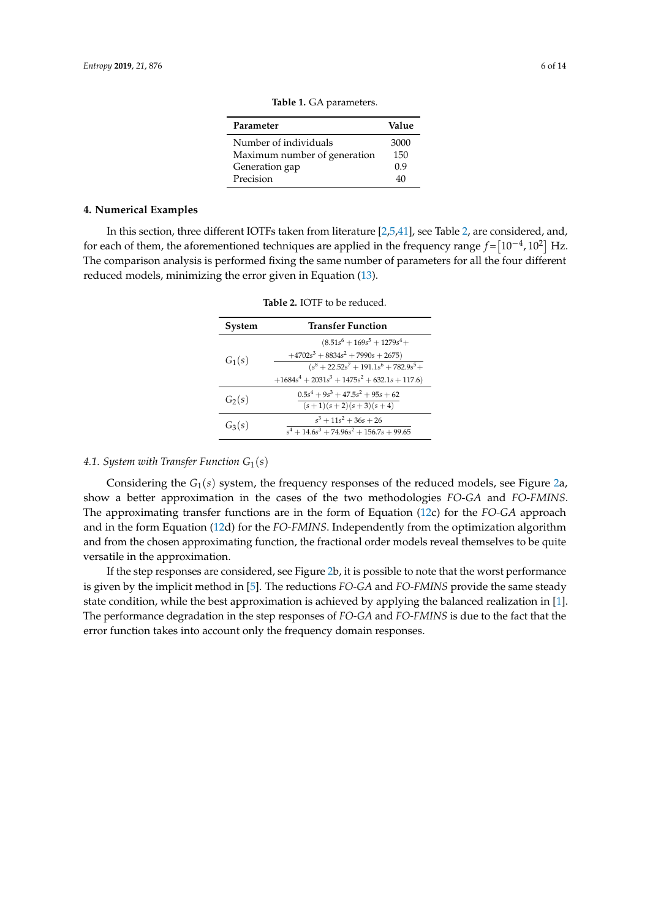**Table 1.** GA parameters.

| Parameter | Value |
|---|---|
| Number of individuals | 3000 |
| Maximum number of generation | 150 |
| Generation gap | 0.9 |
| Precision | 40 |

## 4. Numerical Examples

In this section, three different IOTFs taken from literature [2,5,41], see Table 2, are considered, and, for each of them, the aforementioned techniques are applied in the frequency range $f = [10^{-4}, 10^{2}]$ Hz. The comparison analysis is performed fixing the same number of parameters for all the four different reduced models, minimizing the error given in Equation (13).

**Table 2.** IOTF to be reduced.

| System | Transfer Function |
|---|---|
| $G_1(s)$ | $\dfrac{(8.51s^6 + 169s^5 + 1279s^4 + 4702s^3 + 8834s^2 + 7990s + 2675)}{(s^8 + 22.52s^7 + 191.1s^6 + 782.9s^5 + 1684s^4 + 2031s^3 + 1475s^2 + 632.1s + 117.6)}$ |
| $G_2(s)$ | $\dfrac{0.5s^4 + 9s^3 + 47.5s^2 + 95s + 62}{(s+1)(s+2)(s+3)(s+4)}$ |
| $G_3(s)$ | $\dfrac{s^3 + 11s^2 + 36s + 26}{s^4 + 14.6s^3 + 74.96s^2 + 156.7s + 99.65}$ |

### 4.1. System with Transfer Function $G_1(s)$

Considering the $G_1(s)$ system, the frequency responses of the reduced models, see Figure 2a, show a better approximation in the cases of the two methodologies *FO-GA* and *FO-FMINS*. The approximating transfer functions are in the form of Equation (12c) for the *FO-GA* approach and in the form Equation (12d) for the *FO-FMINS*. Independently from the optimization algorithm and from the chosen approximating function, the fractional order models reveal themselves to be quite versatile in the approximation.

If the step responses are considered, see Figure 2b, it is possible to note that the worst performance is given by the implicit method in [5]. The reductions *FO-GA* and *FO-FMINS* provide the same steady state condition, while the best approximation is achieved by applying the balanced realization in [1]. The performance degradation in the step responses of *FO-GA* and *FO-FMINS* is due to the fact that the error function takes into account only the frequency domain responses.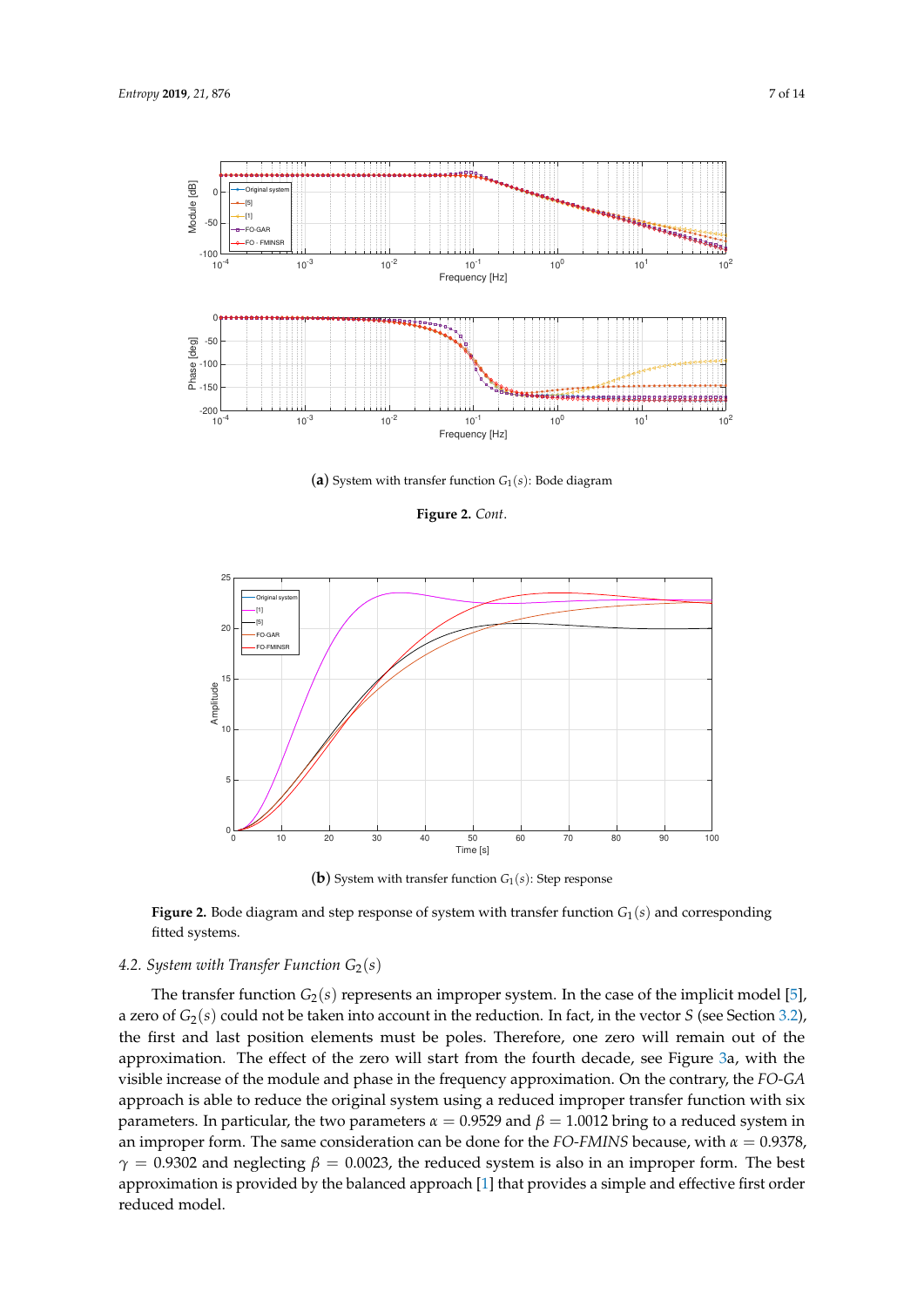(**a**) System with transfer function $G_1(s)$: Bode diagram

**Figure 2.** *Cont.*

(**b**) System with transfer function $G_1(s)$: Step response

**Figure 2.** Bode diagram and step response of system with transfer function $G_1(s)$ and corresponding fitted systems.

### 4.2. System with Transfer Function $G_2(s)$

The transfer function $G_2(s)$ represents an improper system. In the case of the implicit model [5], a zero of $G_2(s)$ could not be taken into account in the reduction. In fact, in the vector $S$ (see Section 3.2), the first and last position elements must be poles. Therefore, one zero will remain out of the approximation. The effect of the zero will start from the fourth decade, see Figure 3a, with the visible increase of the module and phase in the frequency approximation. On the contrary, the *FO-GA* approach is able to reduce the original system using a reduced improper transfer function with six parameters. In particular, the two parameters $\alpha = 0.9529$ and $\beta = 1.0012$ bring to a reduced system in an improper form. The same consideration can be done for the *FO-FMINS* because, with $\alpha = 0.9378$, $\gamma = 0.9302$ and neglecting $\beta = 0.0023$, the reduced system is also in an improper form. The best approximation is provided by the balanced approach [1] that provides a simple and effective first order reduced model.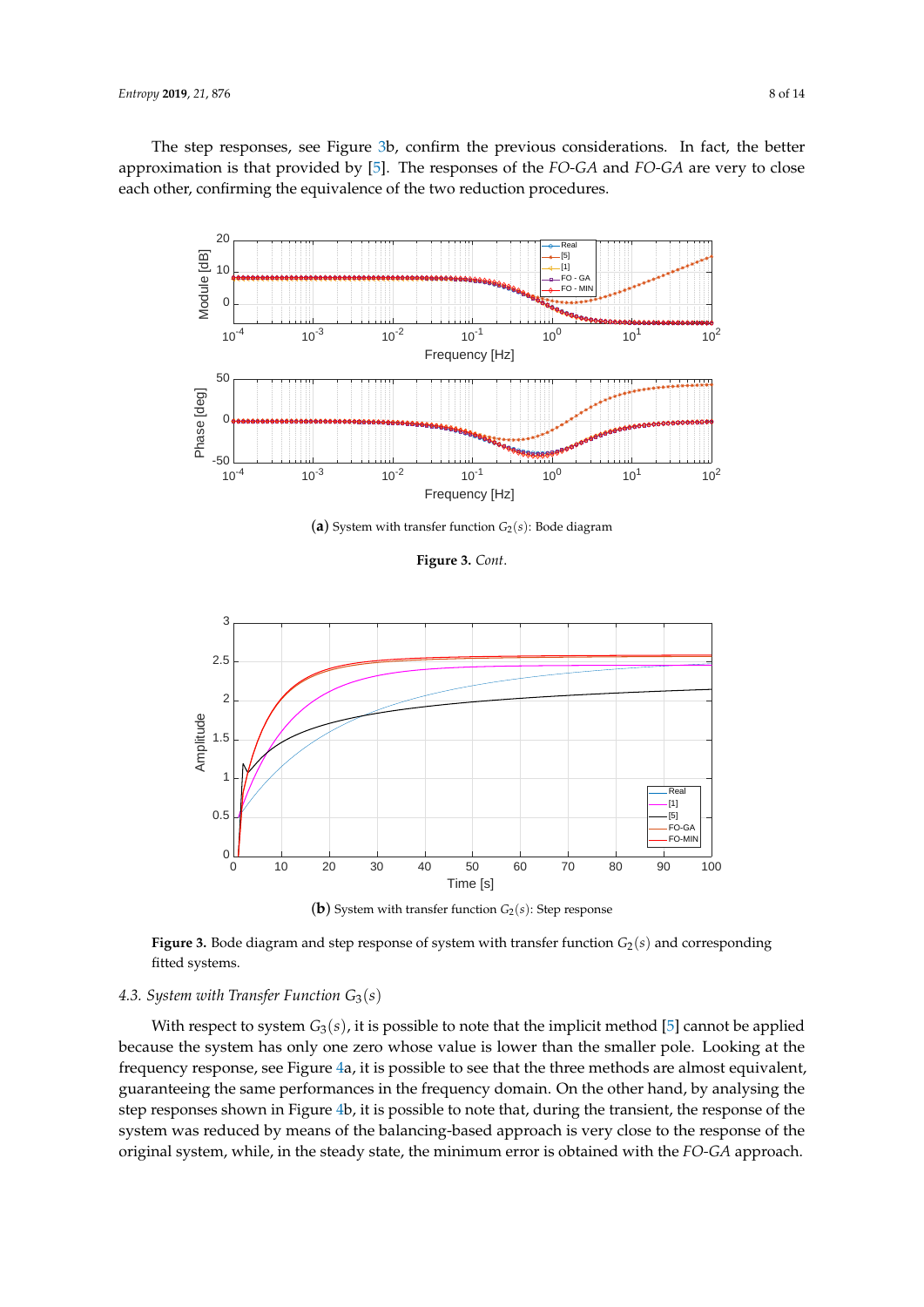The step responses, see Figure 3b, confirm the previous considerations. In fact, the better approximation is that provided by [5]. The responses of the *FO-GA* and *FO-GA* are very to close each other, confirming the equivalence of the two reduction procedures.

(**a**) System with transfer function $G_2(s)$: Bode diagram

**Figure 3.** *Cont*.

(**b**) System with transfer function $G_2(s)$: Step response

**Figure 3.** Bode diagram and step response of system with transfer function $G_2(s)$ and corresponding fitted systems.

### 4.3. System with Transfer Function $G_3(s)$

With respect to system $G_3(s)$, it is possible to note that the implicit method [5] cannot be applied because the system has only one zero whose value is lower than the smaller pole. Looking at the frequency response, see Figure 4a, it is possible to see that the three methods are almost equivalent, guaranteeing the same performances in the frequency domain. On the other hand, by analysing the step responses shown in Figure 4b, it is possible to note that, during the transient, the response of the system was reduced by means of the balancing-based approach is very close to the response of the original system, while, in the steady state, the minimum error is obtained with the *FO-GA* approach.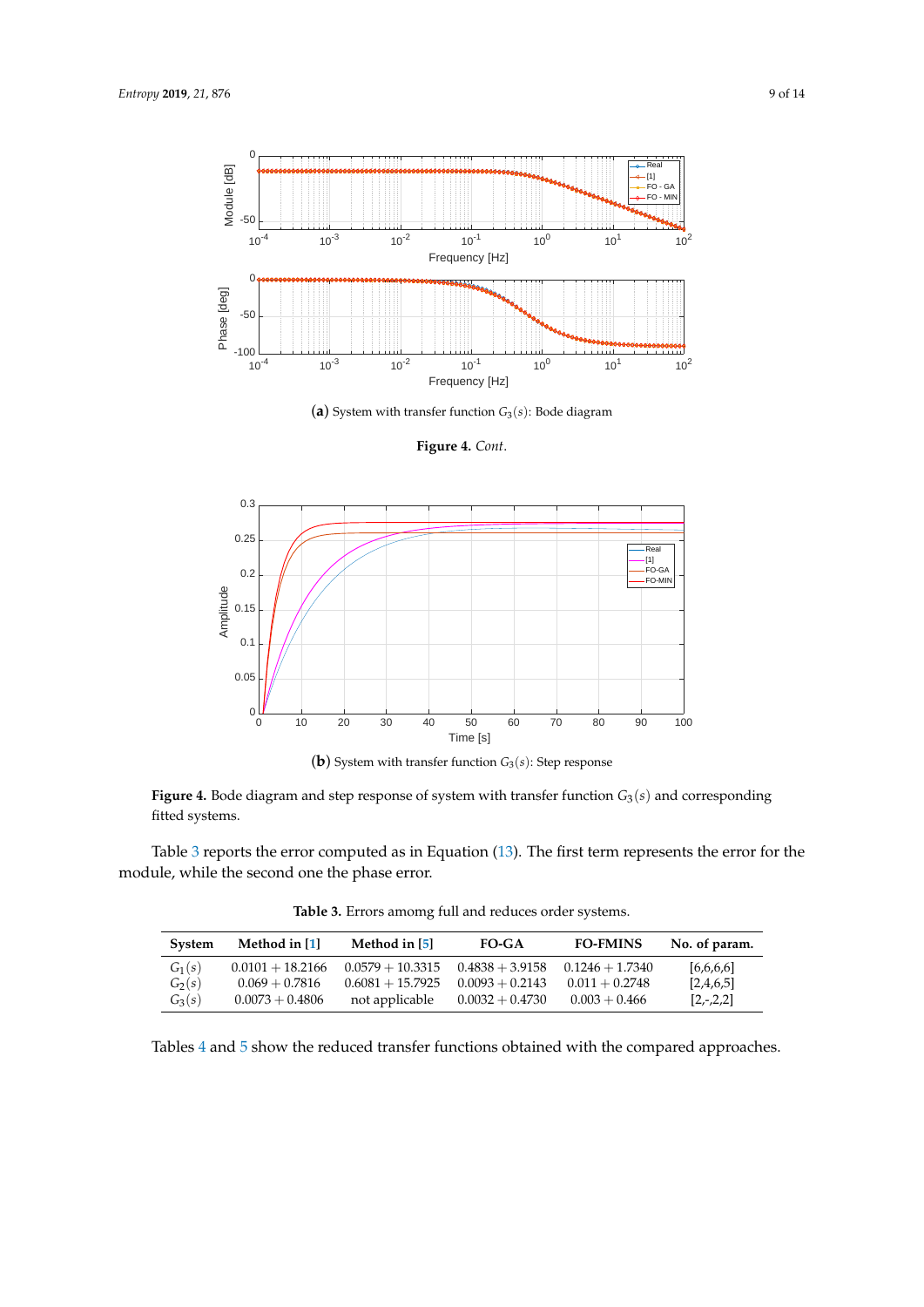(**a**) System with transfer function $G_3(s)$: Bode diagram

**Figure 4.** *Cont*.

(**b**) System with transfer function $G_3(s)$: Step response

**Figure 4.** Bode diagram and step response of system with transfer function $G_3(s)$ and corresponding fitted systems.

Table 3 reports the error computed as in Equation (13). The first term represents the error for the module, while the second one the phase error.

**Table 3.** Errors amomg full and reduces order systems.

| System | Method in [1] | Method in [5] | FO-GA | FO-FMINS | No. of param. |
|---|---|---|---|---|---|
| $G_1(s)$ | $0.0101 + 18.2166$ | $0.0579 + 10.3315$ | $0.4838 + 3.9158$ | $0.1246 + 1.7340$ | [6,6,6,6] |
| $G_2(s)$ | $0.069 + 0.7816$ | $0.6081 + 15.7925$ | $0.0093 + 0.2143$ | $0.011 + 0.2748$ | [2,4,6,5] |
| $G_3(s)$ | $0.0073 + 0.4806$ | not applicable | $0.0032 + 0.4730$ | $0.003 + 0.466$ | [2,-,2,2] |

Tables 4 and 5 show the reduced transfer functions obtained with the compared approaches.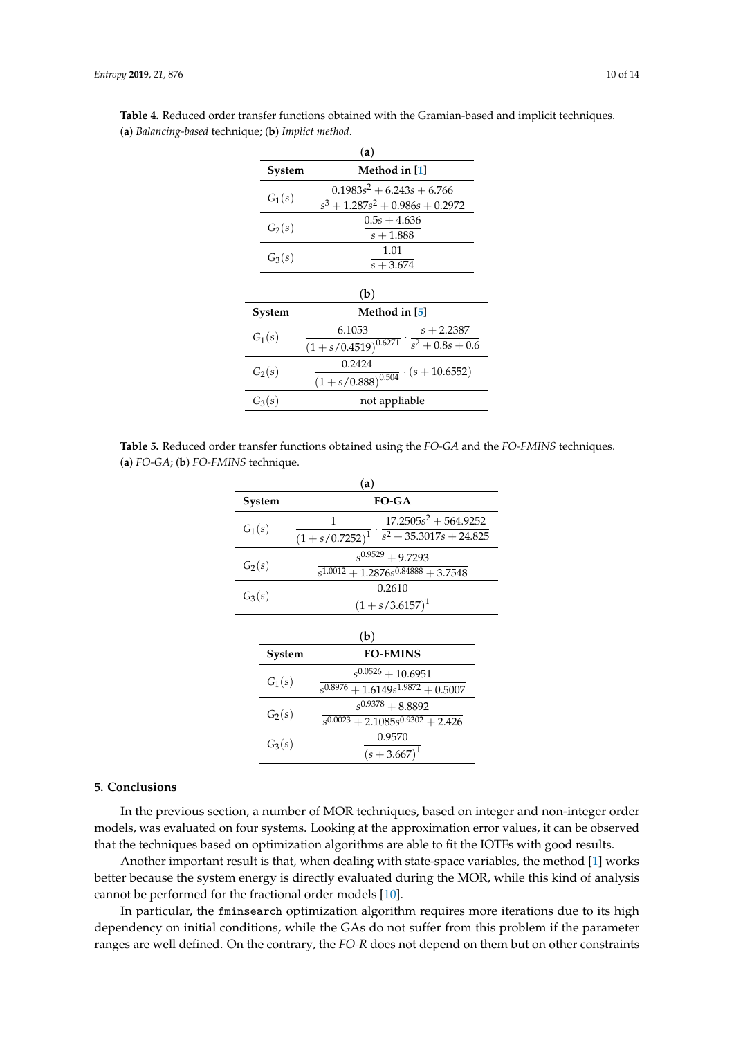**Table 4.** Reduced order transfer functions obtained with the Gramian-based and implicit techniques. (**a**) *Balancing-based* technique; (**b**) *Implicit method*.

(**a**)

| System | Method in [1] |
| --- | --- |
| $G_1(s)$ | $\dfrac{0.1983s^2 + 6.243s + 6.766}{s^3 + 1.287s^2 + 0.986s + 0.2972}$ |
| $G_2(s)$ | $\dfrac{0.5s + 4.636}{s + 1.888}$ |
| $G_3(s)$ | $\dfrac{1.01}{s + 3.674}$ |

(**b**)

| System | Method in [5] |
| --- | --- |
| $G_1(s)$ | $\dfrac{6.1053}{(1 + s/0.4519)^{0.6271}} \cdot \dfrac{s + 2.2387}{s^2 + 0.8s + 0.6}$ |
| $G_2(s)$ | $\dfrac{0.2424}{(1 + s/0.888)^{0.504}} \cdot (s + 10.6552)$ |
| $G_3(s)$ | not appliable |

**Table 5.** Reduced order transfer functions obtained using the *FO-GA* and the *FO-FMINS* techniques. (**a**) *FO-GA*; (**b**) *FO-FMINS* technique.

(**a**)

| System | FO-GA |
| --- | --- |
| $G_1(s)$ | $\dfrac{1}{(1 + s/0.7252)^1} \cdot \dfrac{17.2505s^2 + 564.9252}{s^2 + 35.3017s + 24.825}$ |
| $G_2(s)$ | $\dfrac{s^{0.9529} + 9.7293}{s^{1.0012} + 1.2876s^{0.84888} + 3.7548}$ |
| $G_3(s)$ | $\dfrac{0.2610}{(1 + s/3.6157)^1}$ |

(**b**)

| System | FO-FMINS |
| --- | --- |
| $G_1(s)$ | $\dfrac{s^{0.0526} + 10.6951}{s^{0.8976} + 1.6149s^{1.9872} + 0.5007}$ |
| $G_2(s)$ | $\dfrac{s^{0.9378} + 8.8892}{s^{0.0023} + 2.1085s^{0.9302} + 2.426}$ |
| $G_3(s)$ | $\dfrac{0.9570}{(s + 3.667)^1}$ |

## 5. Conclusions

In the previous section, a number of MOR techniques, based on integer and non-integer order models, was evaluated on four systems. Looking at the approximation error values, it can be observed that the techniques based on optimization algorithms are able to fit the IOTFs with good results.

Another important result is that, when dealing with state-space variables, the method [1] works better because the system energy is directly evaluated during the MOR, while this kind of analysis cannot be performed for the fractional order models [10].

In particular, the `fminsearch` optimization algorithm requires more iterations due to its high dependency on initial conditions, while the GAs do not suffer from this problem if the parameter ranges are well defined. On the contrary, the *FO-R* does not depend on them but on other constraints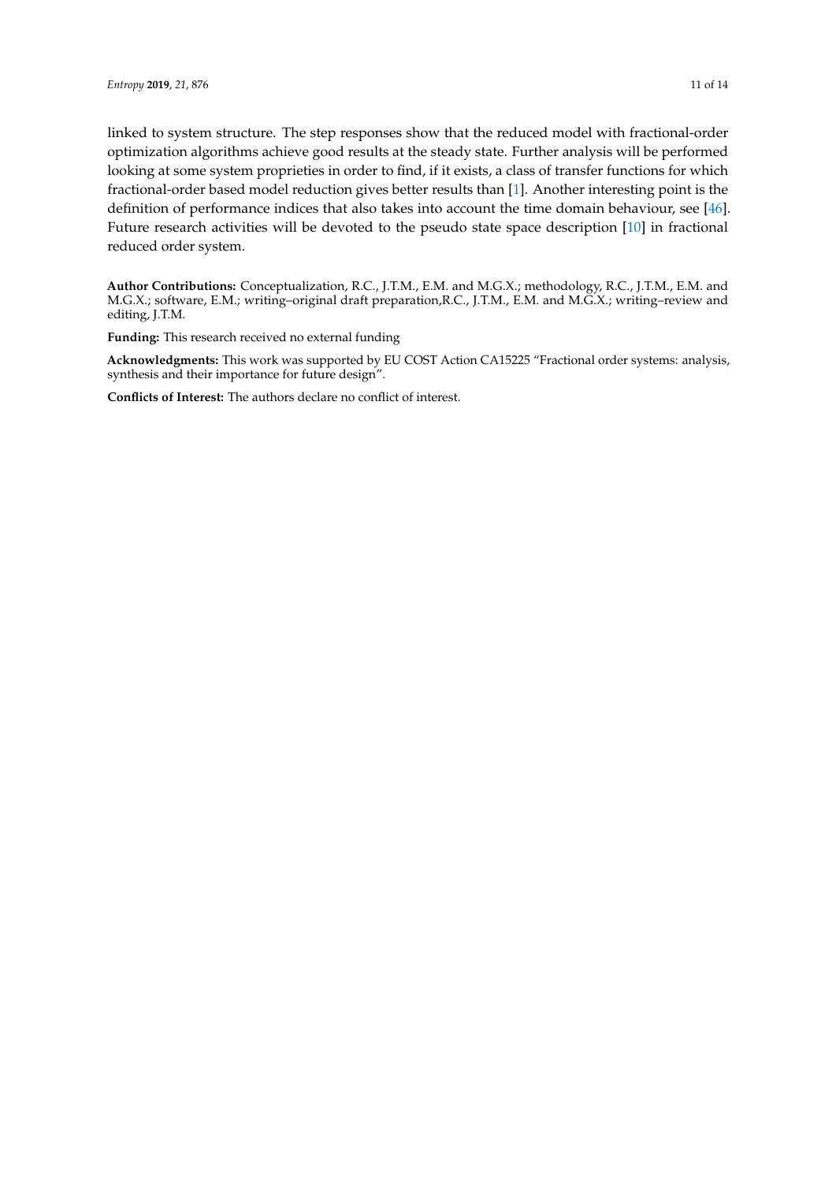linked to system structure. The step responses show that the reduced model with fractional-order optimization algorithms achieve good results at the steady state. Further analysis will be performed looking at some system proprieties in order to find, if it exists, a class of transfer functions for which fractional-order based model reduction gives better results than [1]. Another interesting point is the definition of performance indices that also takes into account the time domain behaviour, see [46]. Future research activities will be devoted to the pseudo state space description [10] in fractional reduced order system.

**Author Contributions:** Conceptualization, R.C., J.T.M., E.M. and M.G.X.; methodology, R.C., J.T.M., E.M. and M.G.X.; software, E.M.; writing–original draft preparation,R.C., J.T.M., E.M. and M.G.X.; writing–review and editing, J.T.M.

**Funding:** This research received no external funding

**Acknowledgments:** This work was supported by EU COST Action CA15225 "Fractional order systems: analysis, synthesis and their importance for future design".

**Conflicts of Interest:** The authors declare no conflict of interest.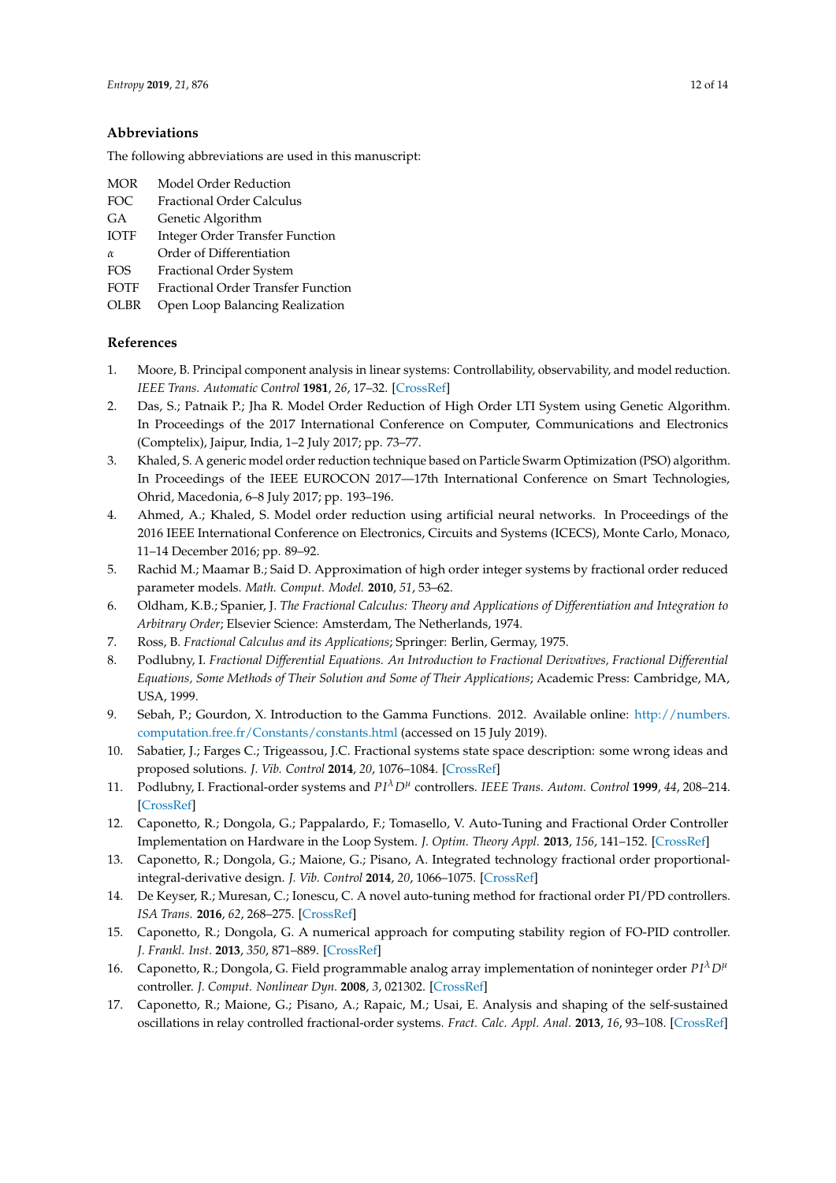## Abbreviations

The following abbreviations are used in this manuscript:

| | |
|---|---|
| MOR | Model Order Reduction |
| FOC | Fractional Order Calculus |
| GA | Genetic Algorithm |
| IOTF | Integer Order Transfer Function |
| $\alpha$ | Order of Differentiation |
| FOS | Fractional Order System |
| FOTF | Fractional Order Transfer Function |
| OLBR | Open Loop Balancing Realization |

## References

1. Moore, B. Principal component analysis in linear systems: Controllability, observability, and model reduction. *IEEE Trans. Automatic Control* **1981**, *26*, 17–32. [CrossRef]
2. Das, S.; Patnaik P.; Jha R. Model Order Reduction of High Order LTI System using Genetic Algorithm. In Proceedings of the 2017 International Conference on Computer, Communications and Electronics (Comptelix), Jaipur, India, 1–2 July 2017; pp. 73–77.
3. Khaled, S. A generic model order reduction technique based on Particle Swarm Optimization (PSO) algorithm. In Proceedings of the IEEE EUROCON 2017—17th International Conference on Smart Technologies, Ohrid, Macedonia, 6–8 July 2017; pp. 193–196.
4. Ahmed, A.; Khaled, S. Model order reduction using artificial neural networks. In Proceedings of the 2016 IEEE International Conference on Electronics, Circuits and Systems (ICECS), Monte Carlo, Monaco, 11–14 December 2016; pp. 89–92.
5. Rachid M.; Maamar B.; Said D. Approximation of high order integer systems by fractional order reduced parameter models. *Math. Comput. Model.* **2010**, *51*, 53–62.
6. Oldham, K.B.; Spanier, J. *The Fractional Calculus: Theory and Applications of Differentiation and Integration to Arbitrary Order*; Elsevier Science: Amsterdam, The Netherlands, 1974.
7. Ross, B. *Fractional Calculus and its Applications*; Springer: Berlin, Germany, 1975.
8. Podlubny, I. *Fractional Differential Equations. An Introduction to Fractional Derivatives, Fractional Differential Equations, Some Methods of Their Solution and Some of Their Applications*; Academic Press: Cambridge, MA, USA, 1999.
9. Sebah, P.; Gourdon, X. Introduction to the Gamma Functions. 2012. Available online: http://numbers.computation.free.fr/Constants/constants.html (accessed on 15 July 2019).
10. Sabatier, J.; Farges C.; Trigeassou, J.C. Fractional systems state space description: some wrong ideas and proposed solutions. *J. Vib. Control* **2014**, *20*, 1076–1084. [CrossRef]
11. Podlubny, I. Fractional-order systems and $PI^{\lambda}D^{\mu}$ controllers. *IEEE Trans. Autom. Control* **1999**, *44*, 208–214. [CrossRef]
12. Caponetto, R.; Dongola, G.; Pappalardo, F.; Tomasello, V. Auto-Tuning and Fractional Order Controller Implementation on Hardware in the Loop System. *J. Optim. Theory Appl.* **2013**, *156*, 141–152. [CrossRef]
13. Caponetto, R.; Dongola, G.; Maione, G.; Pisano, A. Integrated technology fractional order proportional-integral-derivative design. *J. Vib. Control* **2014**, *20*, 1066–1075. [CrossRef]
14. De Keyser, R.; Muresan, C.; Ionescu, C. A novel auto-tuning method for fractional order PI/PD controllers. *ISA Trans.* **2016**, *62*, 268–275. [CrossRef]
15. Caponetto, R.; Dongola, G. A numerical approach for computing stability region of FO-PID controller. *J. Frankl. Inst.* **2013**, *350*, 871–889. [CrossRef]
16. Caponetto, R.; Dongola, G. Field programmable analog array implementation of noninteger order $PI^{\lambda}D^{\mu}$ controller. *J. Comput. Nonlinear Dyn.* **2008**, *3*, 021302. [CrossRef]
17. Caponetto, R.; Maione, G.; Pisano, A.; Rapaic, M.; Usai, E. Analysis and shaping of the self-sustained oscillations in relay controlled fractional-order systems. *Fract. Calc. Appl. Anal.* **2013**, *16*, 93–108. [CrossRef]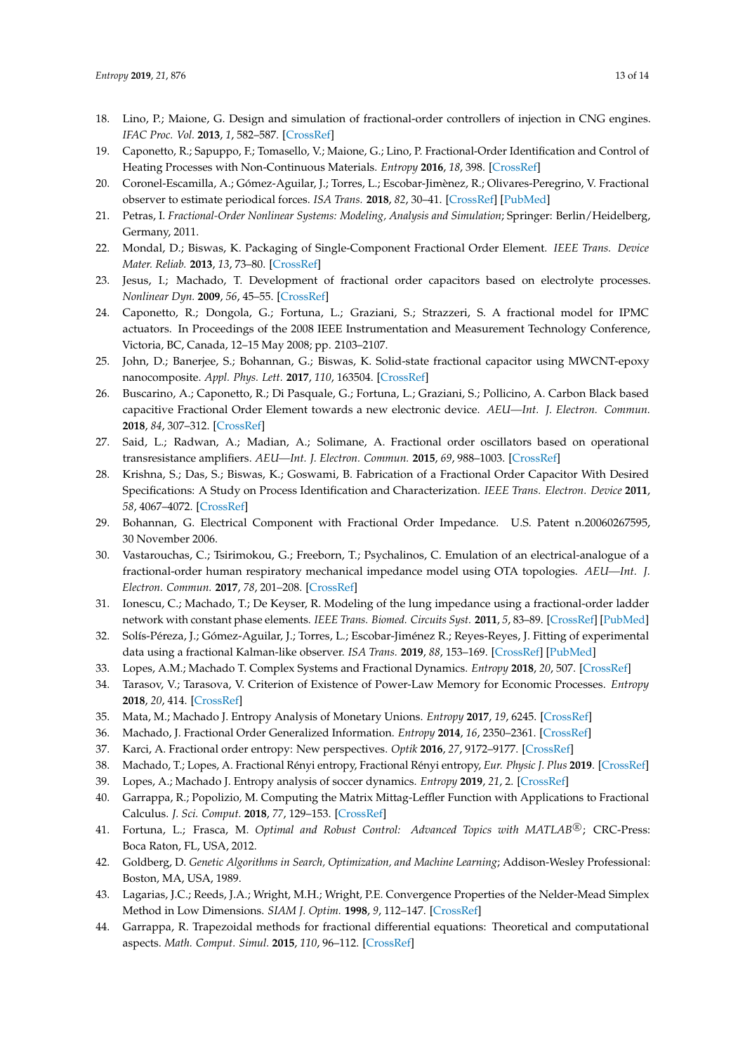18. Lino, P.; Maione, G. Design and simulation of fractional-order controllers of injection in CNG engines. *IFAC Proc. Vol.* **2013**, *1*, 582–587. [CrossRef]
19. Caponetto, R.; Sapuppo, F.; Tomasello, V.; Maione, G.; Lino, P. Fractional-Order Identification and Control of Heating Processes with Non-Continuous Materials. *Entropy* **2016**, *18*, 398. [CrossRef]
20. Coronel-Escamilla, A.; Gómez-Aguilar, J.; Torres, L.; Escobar-Jimènez, R.; Olivares-Peregrino, V. Fractional observer to estimate periodical forces. *ISA Trans.* **2018**, *82*, 30–41. [CrossRef] [PubMed]
21. Petras, I. *Fractional-Order Nonlinear Systems: Modeling, Analysis and Simulation*; Springer: Berlin/Heidelberg, Germany, 2011.
22. Mondal, D.; Biswas, K. Packaging of Single-Component Fractional Order Element. *IEEE Trans. Device Mater. Reliab.* **2013**, *13*, 73–80. [CrossRef]
23. Jesus, I.; Machado, T. Development of fractional order capacitors based on electrolyte processes. *Nonlinear Dyn.* **2009**, *56*, 45–55. [CrossRef]
24. Caponetto, R.; Dongola, G.; Fortuna, L.; Graziani, S.; Strazzeri, S. A fractional model for IPMC actuators. In Proceedings of the 2008 IEEE Instrumentation and Measurement Technology Conference, Victoria, BC, Canada, 12–15 May 2008; pp. 2103–2107.
25. John, D.; Banerjee, S.; Bohannan, G.; Biswas, K. Solid-state fractional capacitor using MWCNT-epoxy nanocomposite. *Appl. Phys. Lett.* **2017**, *110*, 163504. [CrossRef]
26. Buscarino, A.; Caponetto, R.; Di Pasquale, G.; Fortuna, L.; Graziani, S.; Pollicino, A. Carbon Black based capacitive Fractional Order Element towards a new electronic device. *AEU—Int. J. Electron. Commun.* **2018**, *84*, 307–312. [CrossRef]
27. Said, L.; Radwan, A.; Madian, A.; Solimane, A. Fractional order oscillators based on operational transresistance amplifiers. *AEU—Int. J. Electron. Commun.* **2015**, *69*, 988–1003. [CrossRef]
28. Krishna, S.; Das, S.; Biswas, K.; Goswami, B. Fabrication of a Fractional Order Capacitor With Desired Specifications: A Study on Process Identification and Characterization. *IEEE Trans. Electron. Device* **2011**, *58*, 4067–4072. [CrossRef]
29. Bohannan, G. Electrical Component with Fractional Order Impedance. U.S. Patent n.20060267595, 30 November 2006.
30. Vastarouchas, C.; Tsirimokou, G.; Freeborn, T.; Psychalinos, C. Emulation of an electrical-analogue of a fractional-order human respiratory mechanical impedance model using OTA topologies. *AEU—Int. J. Electron. Commun.* **2017**, *78*, 201–208. [CrossRef]
31. Ionescu, C.; Machado, T.; De Keyser, R. Modeling of the lung impedance using a fractional-order ladder network with constant phase elements. *IEEE Trans. Biomed. Circuits Syst.* **2011**, *5*, 83–89. [CrossRef] [PubMed]
32. Solís-Péreza, J.; Gómez-Aguilar, J.; Torres, L.; Escobar-Jiménez R.; Reyes-Reyes, J. Fitting of experimental data using a fractional Kalman-like observer. *ISA Trans.* **2019**, *88*, 153–169. [CrossRef] [PubMed]
33. Lopes, A.M.; Machado T. Complex Systems and Fractional Dynamics. *Entropy* **2018**, *20*, 507. [CrossRef]
34. Tarasov, V.; Tarasova, V. Criterion of Existence of Power-Law Memory for Economic Processes. *Entropy* **2018**, *20*, 414. [CrossRef]
35. Mata, M.; Machado J. Entropy Analysis of Monetary Unions. *Entropy* **2017**, *19*, 6245. [CrossRef]
36. Machado, J. Fractional Order Generalized Information. *Entropy* **2014**, *16*, 2350–2361. [CrossRef]
37. Karci, A. Fractional order entropy: New perspectives. *Optik* **2016**, *27*, 9172–9177. [CrossRef]
38. Machado, T.; Lopes, A. Fractional Rényi entropy, Fractional Rényi entropy, *Eur. Physic J. Plus* **2019**. [CrossRef]
39. Lopes, A.; Machado J. Entropy analysis of soccer dynamics. *Entropy* **2019**, *21*, 2. [CrossRef]
40. Garrappa, R.; Popolizio, M. Computing the Matrix Mittag-Leffler Function with Applications to Fractional Calculus. *J. Sci. Comput.* **2018**, *77*, 129–153. [CrossRef]
41. Fortuna, L.; Frasca, M. *Optimal and Robust Control: Advanced Topics with MATLAB®*; CRC-Press: Boca Raton, FL, USA, 2012.
42. Goldberg, D. *Genetic Algorithms in Search, Optimization, and Machine Learning*; Addison-Wesley Professional: Boston, MA, USA, 1989.
43. Lagarias, J.C.; Reeds, J.A.; Wright, M.H.; Wright, P.E. Convergence Properties of the Nelder-Mead Simplex Method in Low Dimensions. *SIAM J. Optim.* **1998**, *9*, 112–147. [CrossRef]
44. Garrappa, R. Trapezoidal methods for fractional differential equations: Theoretical and computational aspects. *Math. Comput. Simul.* **2015**, *110*, 96–112. [CrossRef]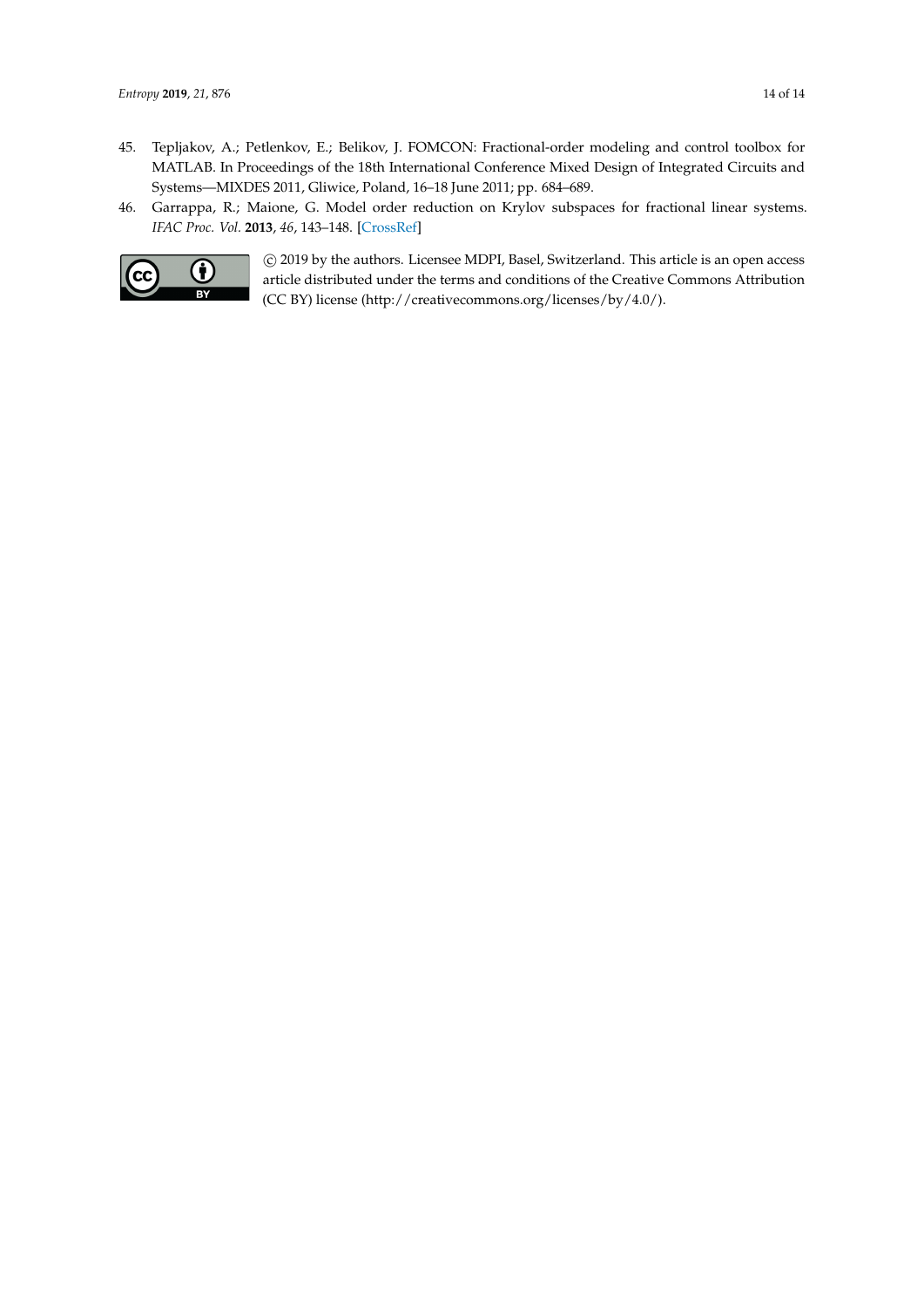45. Tepljakov, A.; Petlenkov, E.; Belikov, J. FOMCON: Fractional-order modeling and control toolbox for MATLAB. In Proceedings of the 18th International Conference Mixed Design of Integrated Circuits and Systems—MIXDES 2011, Gliwice, Poland, 16–18 June 2011; pp. 684–689.
46. Garrappa, R.; Maione, G. Model order reduction on Krylov subspaces for fractional linear systems. *IFAC Proc. Vol.* **2013**, *46*, 143–148. [CrossRef]

© 2019 by the authors. Licensee MDPI, Basel, Switzerland. This article is an open access article distributed under the terms and conditions of the Creative Commons Attribution (CC BY) license (http://creativecommons.org/licenses/by/4.0/).